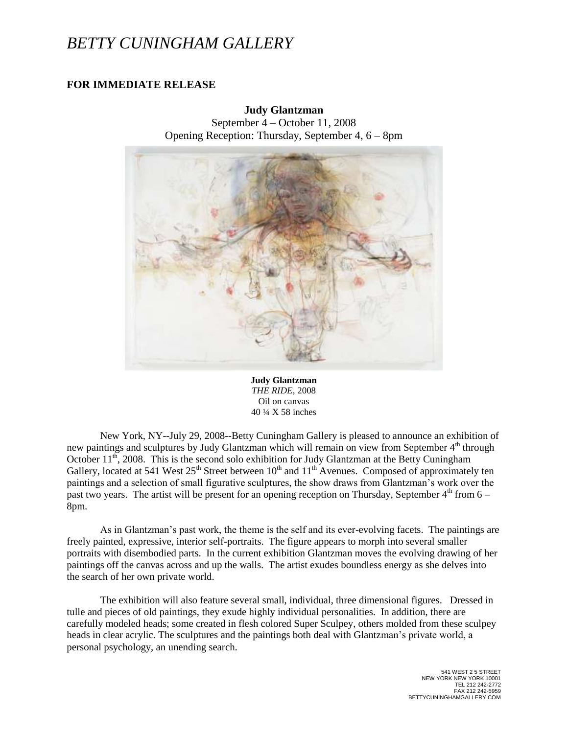# *BETTY CUNINGHAM GALLERY*

**FOR IMMEDIATE RELEASE**

**Judy Glantzman**
September 4 – October 11, 2008
Opening Reception: Thursday, September 4, 6 – 8pm

**Judy Glantzman**
*THE RIDE*, 2008
Oil on canvas
40 ¼ X 58 inches

New York, NY--July 29, 2008--Betty Cuningham Gallery is pleased to announce an exhibition of new paintings and sculptures by Judy Glantzman which will remain on view from September 4th through October 11th, 2008. This is the second solo exhibition for Judy Glantzman at the Betty Cuningham Gallery, located at 541 West 25th Street between 10th and 11th Avenues. Composed of approximately ten paintings and a selection of small figurative sculptures, the show draws from Glantzman's work over the past two years. The artist will be present for an opening reception on Thursday, September 4th from 6 – 8pm.

As in Glantzman's past work, the theme is the self and its ever-evolving facets. The paintings are freely painted, expressive, interior self-portraits. The figure appears to morph into several smaller portraits with disembodied parts. In the current exhibition Glantzman moves the evolving drawing of her paintings off the canvas across and up the walls. The artist exudes boundless energy as she delves into the search of her own private world.

The exhibition will also feature several small, individual, three dimensional figures. Dressed in tulle and pieces of old paintings, they exude highly individual personalities. In addition, there are carefully modeled heads; some created in flesh colored Super Sculpey, others molded from these sculpey heads in clear acrylic. The sculptures and the paintings both deal with Glantzman's private world, a personal psychology, an unending search.

541 WEST 2 5 STREET
NEW YORK NEW YORK 10001
TEL 212 242-2772
FAX 212 242-5959
BETTYCUNINGHAMGALLERY.COM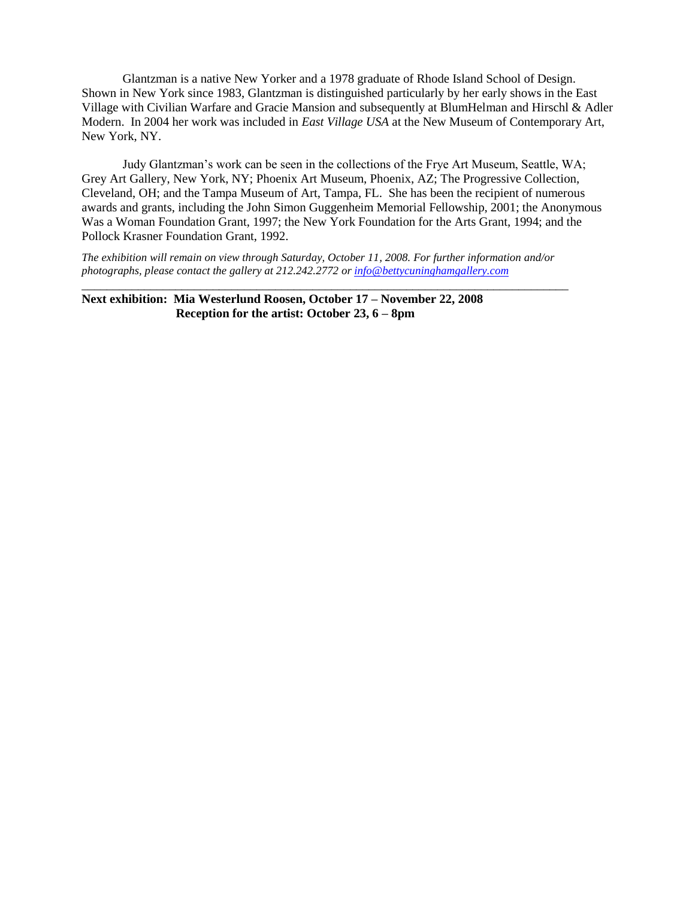Glantzman is a native New Yorker and a 1978 graduate of Rhode Island School of Design. Shown in New York since 1983, Glantzman is distinguished particularly by her early shows in the East Village with Civilian Warfare and Gracie Mansion and subsequently at BlumHelman and Hirschl & Adler Modern. In 2004 her work was included in *East Village USA* at the New Museum of Contemporary Art, New York, NY.

Judy Glantzman's work can be seen in the collections of the Frye Art Museum, Seattle, WA; Grey Art Gallery, New York, NY; Phoenix Art Museum, Phoenix, AZ; The Progressive Collection, Cleveland, OH; and the Tampa Museum of Art, Tampa, FL. She has been the recipient of numerous awards and grants, including the John Simon Guggenheim Memorial Fellowship, 2001; the Anonymous Was a Woman Foundation Grant, 1997; the New York Foundation for the Arts Grant, 1994; and the Pollock Krasner Foundation Grant, 1992.

*The exhibition will remain on view through Saturday, October 11, 2008. For further information and/or photographs, please contact the gallery at 212.242.2772 or info@bettycuninghamgallery.com*

---

**Next exhibition: Mia Westerlund Roosen, October 17 – November 22, 2008**
**Reception for the artist: October 23, 6 – 8pm**